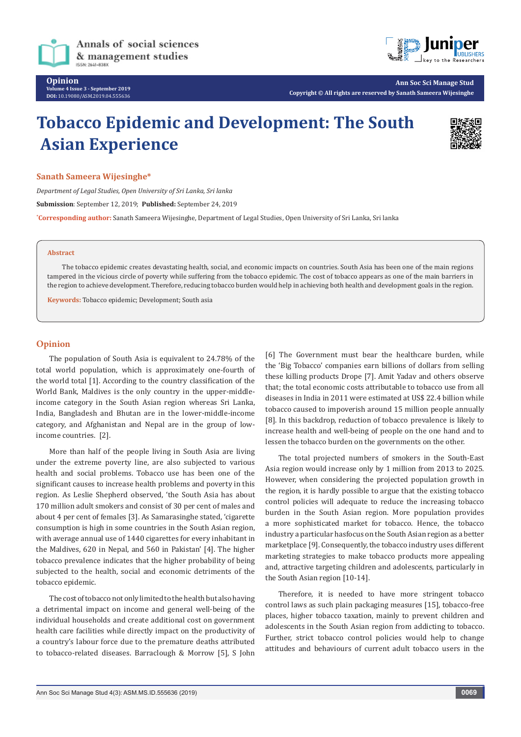# Tobacco Epidemic and Development: The South Asian Experience

**Sanath Sameera Wijesinghe***

*Department of Legal Studies, Open University of Sri Lanka, Sri lanka*

**Submission**: September 12, 2019; **Published:** September 24, 2019

*Corresponding author: Sanath Sameera Wijesinghe, Department of Legal Studies, Open University of Sri Lanka, Sri lanka

**Abstract**

The tobacco epidemic creates devastating health, social, and economic impacts on countries. South Asia has been one of the main regions tampered in the vicious circle of poverty while suffering from the tobacco epidemic. The cost of tobacco appears as one of the main barriers in the region to achieve development. Therefore, reducing tobacco burden would help in achieving both health and development goals in the region.

**Keywords:** Tobacco epidemic; Development; South asia

## Opinion

The population of South Asia is equivalent to 24.78% of the total world population, which is approximately one-fourth of the world total [1]. According to the country classification of the World Bank, Maldives is the only country in the upper-middle-income category in the South Asian region whereas Sri Lanka, India, Bangladesh and Bhutan are in the lower-middle-income category, and Afghanistan and Nepal are in the group of low-income countries. [2].

More than half of the people living in South Asia are living under the extreme poverty line, are also subjected to various health and social problems. Tobacco use has been one of the significant causes to increase health problems and poverty in this region. As Leslie Shepherd observed, 'the South Asia has about 170 million adult smokers and consist of 30 per cent of males and about 4 per cent of females [3]. As Samarasinghe stated, 'cigarette consumption is high in some countries in the South Asian region, with average annual use of 1440 cigarettes for every inhabitant in the Maldives, 620 in Nepal, and 560 in Pakistan' [4]. The higher tobacco prevalence indicates that the higher probability of being subjected to the health, social and economic detriments of the tobacco epidemic.

The cost of tobacco not only limited to the health but also having a detrimental impact on income and general well-being of the individual households and create additional cost on government health care facilities while directly impact on the productivity of a country's labour force due to the premature deaths attributed to tobacco-related diseases. Barraclough & Morrow [5], S John [6] The Government must bear the healthcare burden, while the 'Big Tobacco' companies earn billions of dollars from selling these killing products Drope [7]. Amit Yadav and others observe that; the total economic costs attributable to tobacco use from all diseases in India in 2011 were estimated at US$ 22.4 billion while tobacco caused to impoverish around 15 million people annually [8]. In this backdrop, reduction of tobacco prevalence is likely to increase health and well-being of people on the one hand and to lessen the tobacco burden on the governments on the other.

The total projected numbers of smokers in the South-East Asia region would increase only by 1 million from 2013 to 2025. However, when considering the projected population growth in the region, it is hardly possible to argue that the existing tobacco control policies will adequate to reduce the increasing tobacco burden in the South Asian region. More population provides a more sophisticated market for tobacco. Hence, the tobacco industry a particular hasfocus on the South Asian region as a better marketplace [9]. Consequently, the tobacco industry uses different marketing strategies to make tobacco products more appealing and, attractive targeting children and adolescents, particularly in the South Asian region [10-14].

Therefore, it is needed to have more stringent tobacco control laws as such plain packaging measures [15], tobacco-free places, higher tobacco taxation, mainly to prevent children and adolescents in the South Asian region from addicting to tobacco. Further, strict tobacco control policies would help to change attitudes and behaviours of current adult tobacco users in the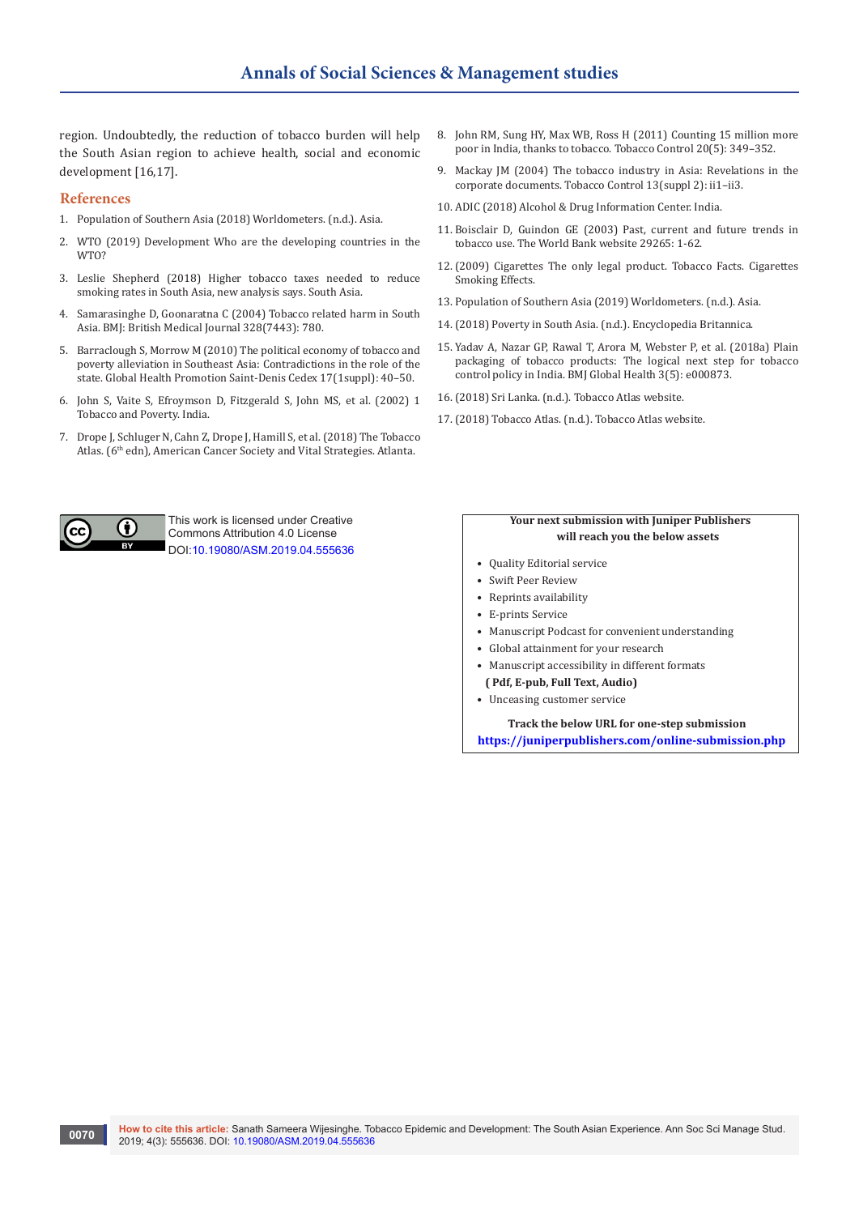region. Undoubtedly, the reduction of tobacco burden will help the South Asian region to achieve health, social and economic development [16,17].

## References

1. Population of Southern Asia (2018) Worldometers. (n.d.). Asia.
2. WTO (2019) Development Who are the developing countries in the WTO?
3. Leslie Shepherd (2018) Higher tobacco taxes needed to reduce smoking rates in South Asia, new analysis says. South Asia.
4. Samarasinghe D, Goonaratna C (2004) Tobacco related harm in South Asia. BMJ: British Medical Journal 328(7443): 780.
5. Barraclough S, Morrow M (2010) The political economy of tobacco and poverty alleviation in Southeast Asia: Contradictions in the role of the state. Global Health Promotion Saint-Denis Cedex 17(1suppl): 40–50.
6. John S, Vaite S, Efroymson D, Fitzgerald S, John MS, et al. (2002) 1 Tobacco and Poverty. India.
7. Drope J, Schluger N, Cahn Z, Drope J, Hamill S, et al. (2018) The Tobacco Atlas. (6th edn), American Cancer Society and Vital Strategies. Atlanta.
8. John RM, Sung HY, Max WB, Ross H (2011) Counting 15 million more poor in India, thanks to tobacco. Tobacco Control 20(5): 349–352.
9. Mackay JM (2004) The tobacco industry in Asia: Revelations in the corporate documents. Tobacco Control 13(suppl 2): ii1–ii3.
10. ADIC (2018) Alcohol & Drug Information Center. India.
11. Boisclair D, Guindon GE (2003) Past, current and future trends in tobacco use. The World Bank website 29265: 1-62.
12. (2009) Cigarettes The only legal product. Tobacco Facts. Cigarettes Smoking Effects.
13. Population of Southern Asia (2019) Worldometers. (n.d.). Asia.
14. (2018) Poverty in South Asia. (n.d.). Encyclopedia Britannica.
15. Yadav A, Nazar GP, Rawal T, Arora M, Webster P, et al. (2018a) Plain packaging of tobacco products: The logical next step for tobacco control policy in India. BMJ Global Health 3(5): e000873.
16. (2018) Sri Lanka. (n.d.). Tobacco Atlas website.
17. (2018) Tobacco Atlas. (n.d.). Tobacco Atlas website.

This work is licensed under Creative Commons Attribution 4.0 License
DOI:10.19080/ASM.2019.04.555636

**Your next submission with Juniper Publishers will reach you the below assets**

- Quality Editorial service
- Swift Peer Review
- Reprints availability
- E-prints Service
- Manuscript Podcast for convenient understanding
- Global attainment for your research
- Manuscript accessibility in different formats
  **( Pdf, E-pub, Full Text, Audio)**
- Unceasing customer service

**Track the below URL for one-step submission**
**https://juniperpublishers.com/online-submission.php**

**How to cite this article:** Sanath Sameera Wijesinghe. Tobacco Epidemic and Development: The South Asian Experience. Ann Soc Sci Manage Stud. 2019; 4(3): 555636. DOI: 10.19080/ASM.2019.04.555636